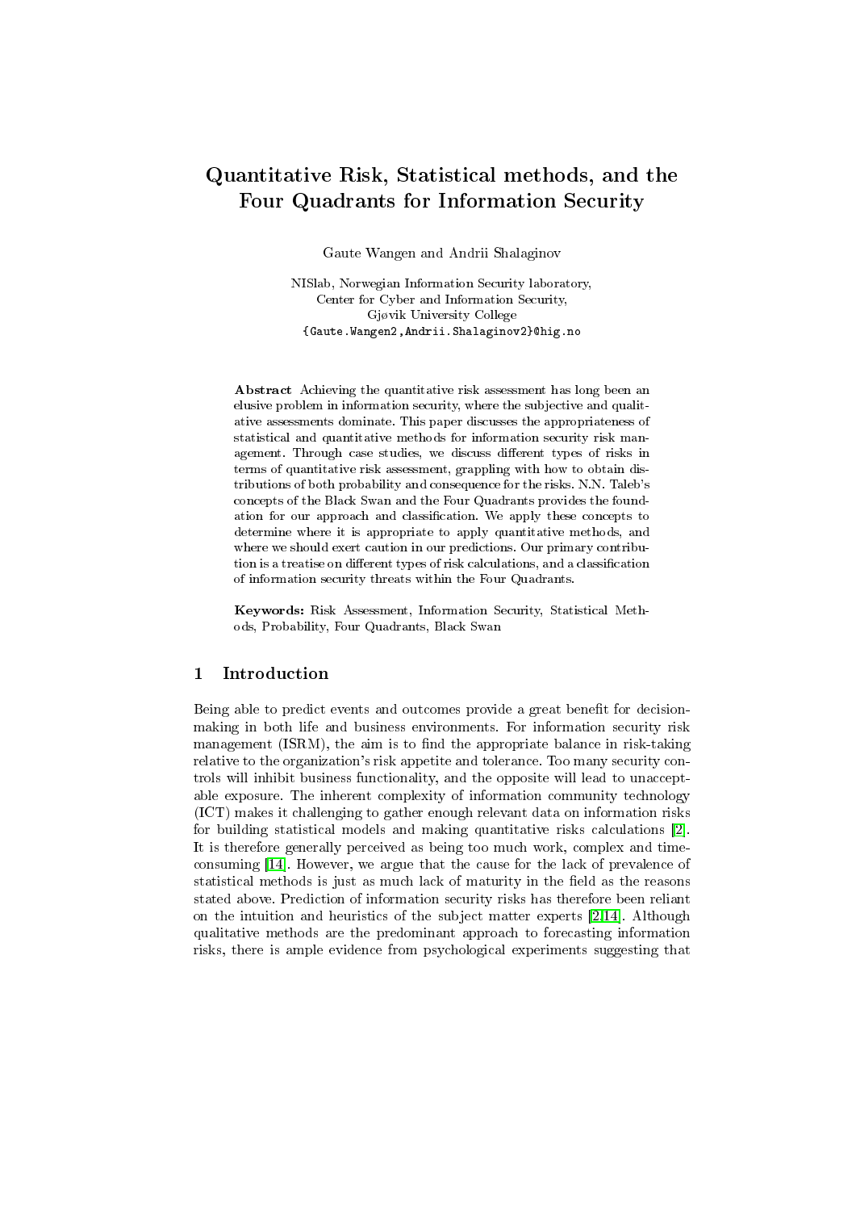# Quantitative Risk, Statistical methods, and the Four Quadrants for Information Security

Gaute Wangen and Andrii Shalaginov

NISlab, Norwegian Information Security laboratory,
Center for Cyber and Information Security,
Gjøvik University College
{Gaute.Wangen2,Andrii.Shalaginov2}@hig.no

**Abstract** Achieving the quantitative risk assessment has long been an elusive problem in information security, where the subjective and qualitative assessments dominate. This paper discusses the appropriateness of statistical and quantitative methods for information security risk management. Through case studies, we discuss different types of risks in terms of quantitative risk assessment, grappling with how to obtain distributions of both probability and consequence for the risks. N.N. Taleb's concepts of the Black Swan and the Four Quadrants provides the foundation for our approach and classification. We apply these concepts to determine where it is appropriate to apply quantitative methods, and where we should exert caution in our predictions. Our primary contribution is a treatise on different types of risk calculations, and a classification of information security threats within the Four Quadrants.

**Keywords:** Risk Assessment, Information Security, Statistical Methods, Probability, Four Quadrants, Black Swan

## 1 Introduction

Being able to predict events and outcomes provide a great benefit for decision-making in both life and business environments. For information security risk management (ISRM), the aim is to find the appropriate balance in risk-taking relative to the organization's risk appetite and tolerance. Too many security controls will inhibit business functionality, and the opposite will lead to unacceptable exposure. The inherent complexity of information community technology (ICT) makes it challenging to gather enough relevant data on information risks for building statistical models and making quantitative risks calculations [2]. It is therefore generally perceived as being too much work, complex and time-consuming [14]. However, we argue that the cause for the lack of prevalence of statistical methods is just as much lack of maturity in the field as the reasons stated above. Prediction of information security risks has therefore been reliant on the intuition and heuristics of the subject matter experts [2,14]. Although qualitative methods are the predominant approach to forecasting information risks, there is ample evidence from psychological experiments suggesting that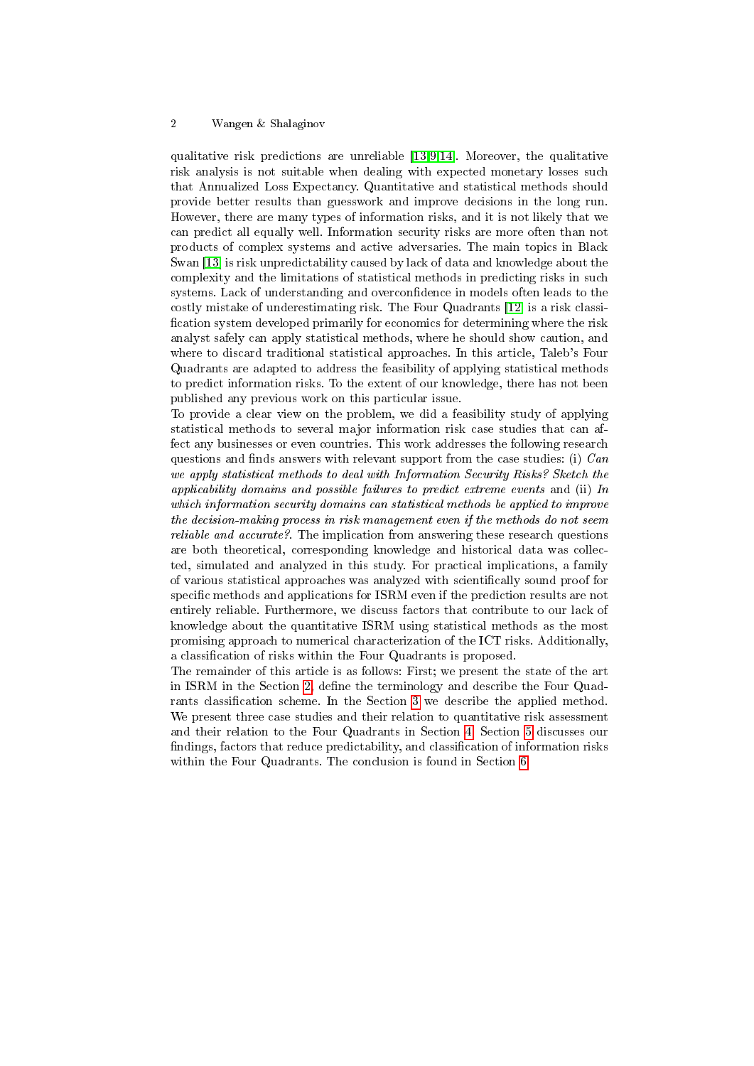qualitative risk predictions are unreliable [13,9,14]. Moreover, the qualitative risk analysis is not suitable when dealing with expected monetary losses such that Annualized Loss Expectancy. Quantitative and statistical methods should provide better results than guesswork and improve decisions in the long run. However, there are many types of information risks, and it is not likely that we can predict all equally well. Information security risks are more often than not products of complex systems and active adversaries. The main topics in Black Swan [13] is risk unpredictability caused by lack of data and knowledge about the complexity and the limitations of statistical methods in predicting risks in such systems. Lack of understanding and overconfidence in models often leads to the costly mistake of underestimating risk. The Four Quadrants [12] is a risk classification system developed primarily for economics for determining where the risk analyst safely can apply statistical methods, where he should show caution, and where to discard traditional statistical approaches. In this article, Taleb's Four Quadrants are adapted to address the feasibility of applying statistical methods to predict information risks. To the extent of our knowledge, there has not been published any previous work on this particular issue.

To provide a clear view on the problem, we did a feasibility study of applying statistical methods to several major information risk case studies that can affect any businesses or even countries. This work addresses the following research questions and finds answers with relevant support from the case studies: (i) *Can we apply statistical methods to deal with Information Security Risks? Sketch the applicability domains and possible failures to predict extreme events* and (ii) *In which information security domains can statistical methods be applied to improve the decision-making process in risk management even if the methods do not seem reliable and accurate?*. The implication from answering these research questions are both theoretical, corresponding knowledge and historical data was collected, simulated and analyzed in this study. For practical implications, a family of various statistical approaches was analyzed with scientifically sound proof for specific methods and applications for ISRM even if the prediction results are not entirely reliable. Furthermore, we discuss factors that contribute to our lack of knowledge about the quantitative ISRM using statistical methods as the most promising approach to numerical characterization of the ICT risks. Additionally, a classification of risks within the Four Quadrants is proposed.

The remainder of this article is as follows: First; we present the state of the art in ISRM in the Section 2, define the terminology and describe the Four Quadrants classification scheme. In the Section 3 we describe the applied method. We present three case studies and their relation to quantitative risk assessment and their relation to the Four Quadrants in Section 4. Section 5 discusses our findings, factors that reduce predictability, and classification of information risks within the Four Quadrants. The conclusion is found in Section 6.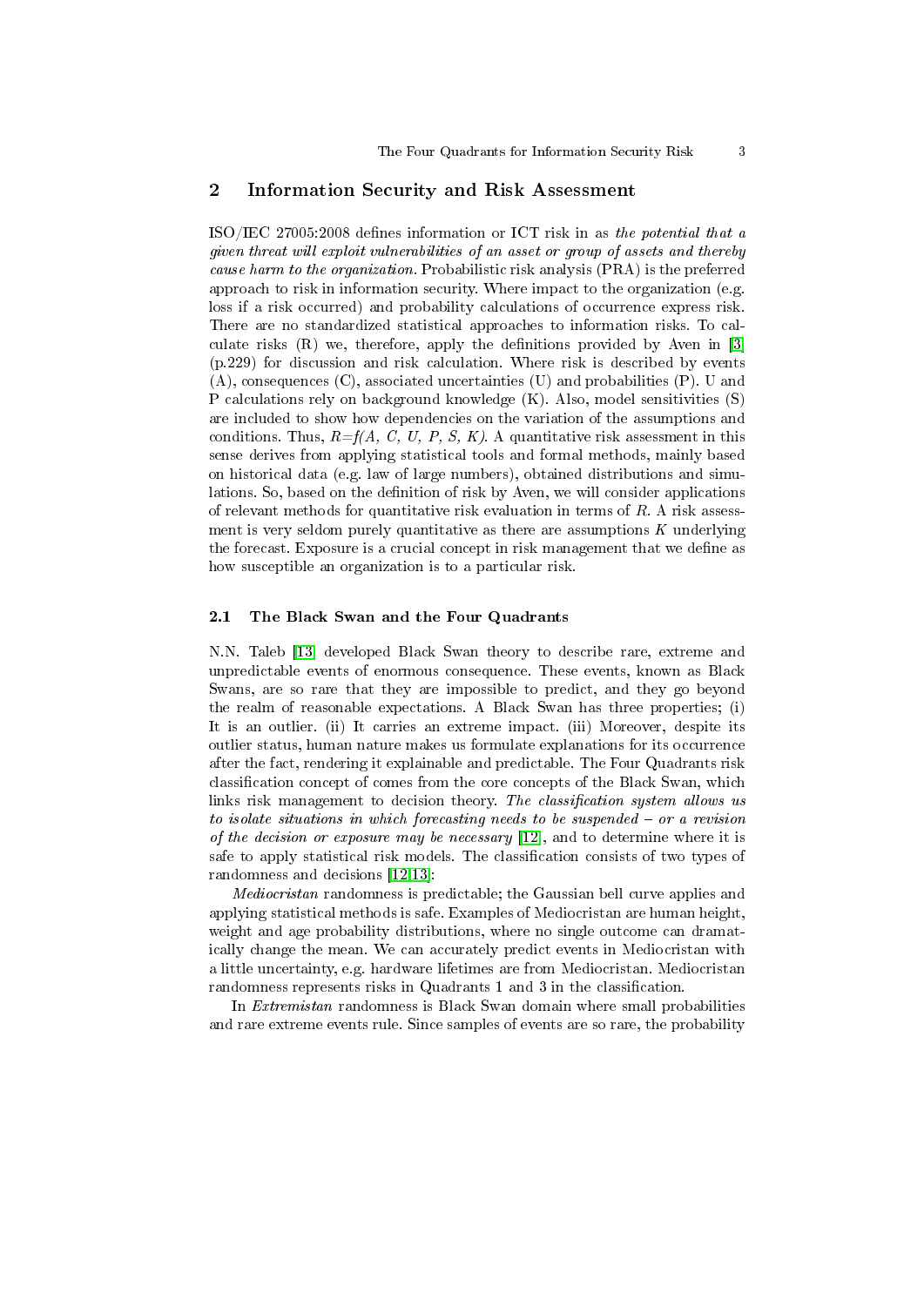## 2 Information Security and Risk Assessment

ISO/IEC 27005:2008 defines information or ICT risk in as *the potential that a given threat will exploit vulnerabilities of an asset or group of assets and thereby cause harm to the organization.* Probabilistic risk analysis (PRA) is the preferred approach to risk in information security. Where impact to the organization (e.g. loss if a risk occurred) and probability calculations of occurrence express risk. There are no standardized statistical approaches to information risks. To calculate risks (R) we, therefore, apply the definitions provided by Aven in [3] (p.229) for discussion and risk calculation. Where risk is described by events (A), consequences (C), associated uncertainties (U) and probabilities (P). U and P calculations rely on background knowledge (K). Also, model sensitivities (S) are included to show how dependencies on the variation of the assumptions and conditions. Thus, $R=f(A, C, U, P, S, K)$. A quantitative risk assessment in this sense derives from applying statistical tools and formal methods, mainly based on historical data (e.g. law of large numbers), obtained distributions and simulations. So, based on the definition of risk by Aven, we will consider applications of relevant methods for quantitative risk evaluation in terms of $R$. A risk assessment is very seldom purely quantitative as there are assumptions $K$ underlying the forecast. Exposure is a crucial concept in risk management that we define as how susceptible an organization is to a particular risk.

### 2.1 The Black Swan and the Four Quadrants

N.N. Taleb [13] developed Black Swan theory to describe rare, extreme and unpredictable events of enormous consequence. These events, known as Black Swans, are so rare that they are impossible to predict, and they go beyond the realm of reasonable expectations. A Black Swan has three properties; (i) It is an outlier. (ii) It carries an extreme impact. (iii) Moreover, despite its outlier status, human nature makes us formulate explanations for its occurrence after the fact, rendering it explainable and predictable. The Four Quadrants risk classification concept of comes from the core concepts of the Black Swan, which links risk management to decision theory. *The classification system allows us to isolate situations in which forecasting needs to be suspended – or a revision of the decision or exposure may be necessary* [12], and to determine where it is safe to apply statistical risk models. The classification consists of two types of randomness and decisions [12,13]:

*Mediocristan* randomness is predictable; the Gaussian bell curve applies and applying statistical methods is safe. Examples of Mediocristan are human height, weight and age probability distributions, where no single outcome can dramatically change the mean. We can accurately predict events in Mediocristan with a little uncertainty, e.g. hardware lifetimes are from Mediocristan. Mediocristan randomness represents risks in Quadrants 1 and 3 in the classification.

In *Extremistan* randomness is Black Swan domain where small probabilities and rare extreme events rule. Since samples of events are so rare, the probability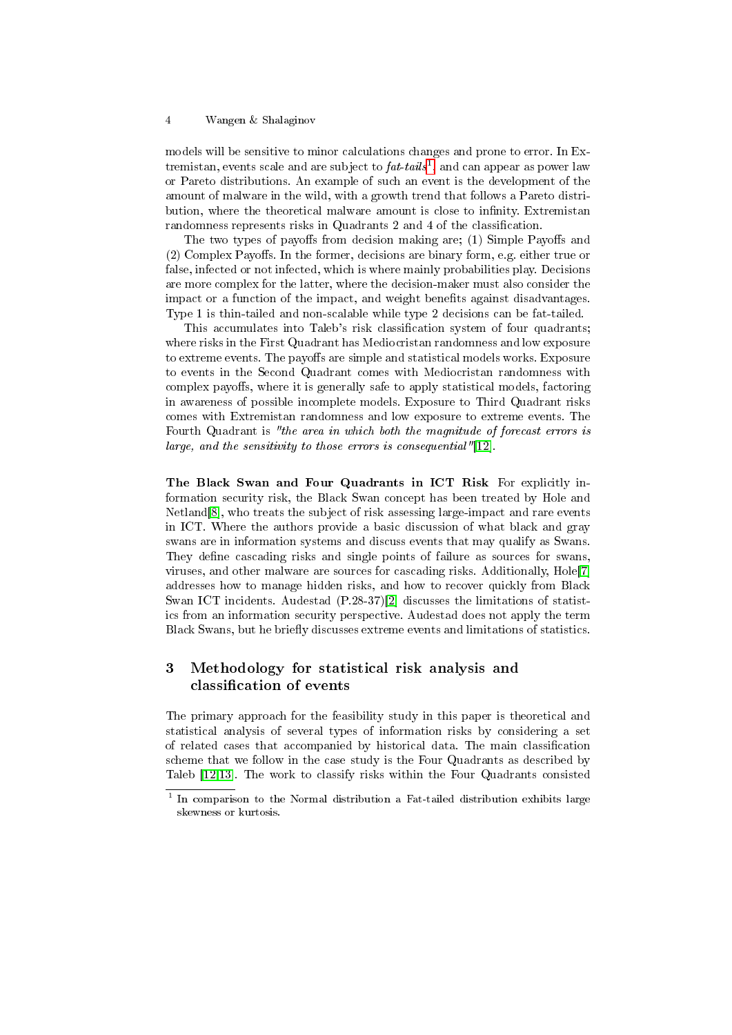models will be sensitive to minor calculations changes and prone to error. In Extremistan, events scale and are subject to *fat-tails*[1], and can appear as power law or Pareto distributions. An example of such an event is the development of the amount of malware in the wild, with a growth trend that follows a Pareto distribution, where the theoretical malware amount is close to infinity. Extremistan randomness represents risks in Quadrants 2 and 4 of the classification.

The two types of payoffs from decision making are; (1) Simple Payoffs and (2) Complex Payoffs. In the former, decisions are binary form, e.g. either true or false, infected or not infected, which is where mainly probabilities play. Decisions are more complex for the latter, where the decision-maker must also consider the impact or a function of the impact, and weight benefits against disadvantages. Type 1 is thin-tailed and non-scalable while type 2 decisions can be fat-tailed.

This accumulates into Taleb's risk classification system of four quadrants; where risks in the First Quadrant has Mediocristan randomness and low exposure to extreme events. The payoffs are simple and statistical models works. Exposure to events in the Second Quadrant comes with Mediocristan randomness with complex payoffs, where it is generally safe to apply statistical models, factoring in awareness of possible incomplete models. Exposure to Third Quadrant risks comes with Extremistan randomness and low exposure to extreme events. The Fourth Quadrant is *"the area in which both the magnitude of forecast errors is large, and the sensitivity to those errors is consequential"*[12].

**The Black Swan and Four Quadrants in ICT Risk** For explicitly information security risk, the Black Swan concept has been treated by Hole and Netland[8], who treats the subject of risk assessing large-impact and rare events in ICT. Where the authors provide a basic discussion of what black and gray swans are in information systems and discuss events that may qualify as Swans. They define cascading risks and single points of failure as sources for swans, viruses, and other malware are sources for cascading risks. Additionally, Hole[7] addresses how to manage hidden risks, and how to recover quickly from Black Swan ICT incidents. Audestad (P.28-37)[2] discusses the limitations of statistics from an information security perspective. Audestad does not apply the term Black Swans, but he briefly discusses extreme events and limitations of statistics.

## 3 Methodology for statistical risk analysis and classification of events

The primary approach for the feasibility study in this paper is theoretical and statistical analysis of several types of information risks by considering a set of related cases that accompanied by historical data. The main classification scheme that we follow in the case study is the Four Quadrants as described by Taleb [12,13]. The work to classify risks within the Four Quadrants consisted

[1] In comparison to the Normal distribution a Fat-tailed distribution exhibits large skewness or kurtosis.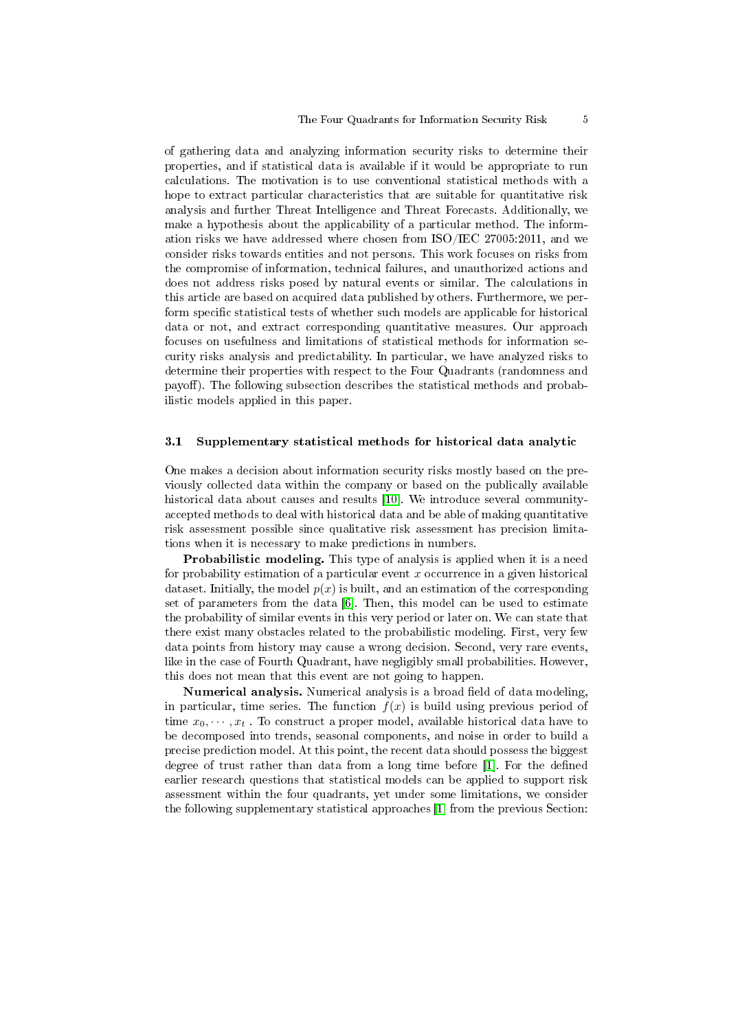of gathering data and analyzing information security risks to determine their properties, and if statistical data is available if it would be appropriate to run calculations. The motivation is to use conventional statistical methods with a hope to extract particular characteristics that are suitable for quantitative risk analysis and further Threat Intelligence and Threat Forecasts. Additionally, we make a hypothesis about the applicability of a particular method. The information risks we have addressed where chosen from ISO/IEC 27005:2011, and we consider risks towards entities and not persons. This work focuses on risks from the compromise of information, technical failures, and unauthorized actions and does not address risks posed by natural events or similar. The calculations in this article are based on acquired data published by others. Furthermore, we perform specific statistical tests of whether such models are applicable for historical data or not, and extract corresponding quantitative measures. Our approach focuses on usefulness and limitations of statistical methods for information security risks analysis and predictability. In particular, we have analyzed risks to determine their properties with respect to the Four Quadrants (randomness and payoff). The following subsection describes the statistical methods and probabilistic models applied in this paper.

### 3.1 Supplementary statistical methods for historical data analytic

One makes a decision about information security risks mostly based on the previously collected data within the company or based on the publically available historical data about causes and results [10]. We introduce several community-accepted methods to deal with historical data and be able of making quantitative risk assessment possible since qualitative risk assessment has precision limitations when it is necessary to make predictions in numbers.

**Probabilistic modeling.** This type of analysis is applied when it is a need for probability estimation of a particular event $x$ occurrence in a given historical dataset. Initially, the model $p(x)$ is built, and an estimation of the corresponding set of parameters from the data [6]. Then, this model can be used to estimate the probability of similar events in this very period or later on. We can state that there exist many obstacles related to the probabilistic modeling. First, very few data points from history may cause a wrong decision. Second, very rare events, like in the case of Fourth Quadrant, have negligibly small probabilities. However, this does not mean that this event are not going to happen.

**Numerical analysis.** Numerical analysis is a broad field of data modeling, in particular, time series. The function $f(x)$ is build using previous period of time $x_0, \cdots, x_t$ . To construct a proper model, available historical data have to be decomposed into trends, seasonal components, and noise in order to build a precise prediction model. At this point, the recent data should possess the biggest degree of trust rather than data from a long time before [1]. For the defined earlier research questions that statistical models can be applied to support risk assessment within the four quadrants, yet under some limitations, we consider the following supplementary statistical approaches [1] from the previous Section: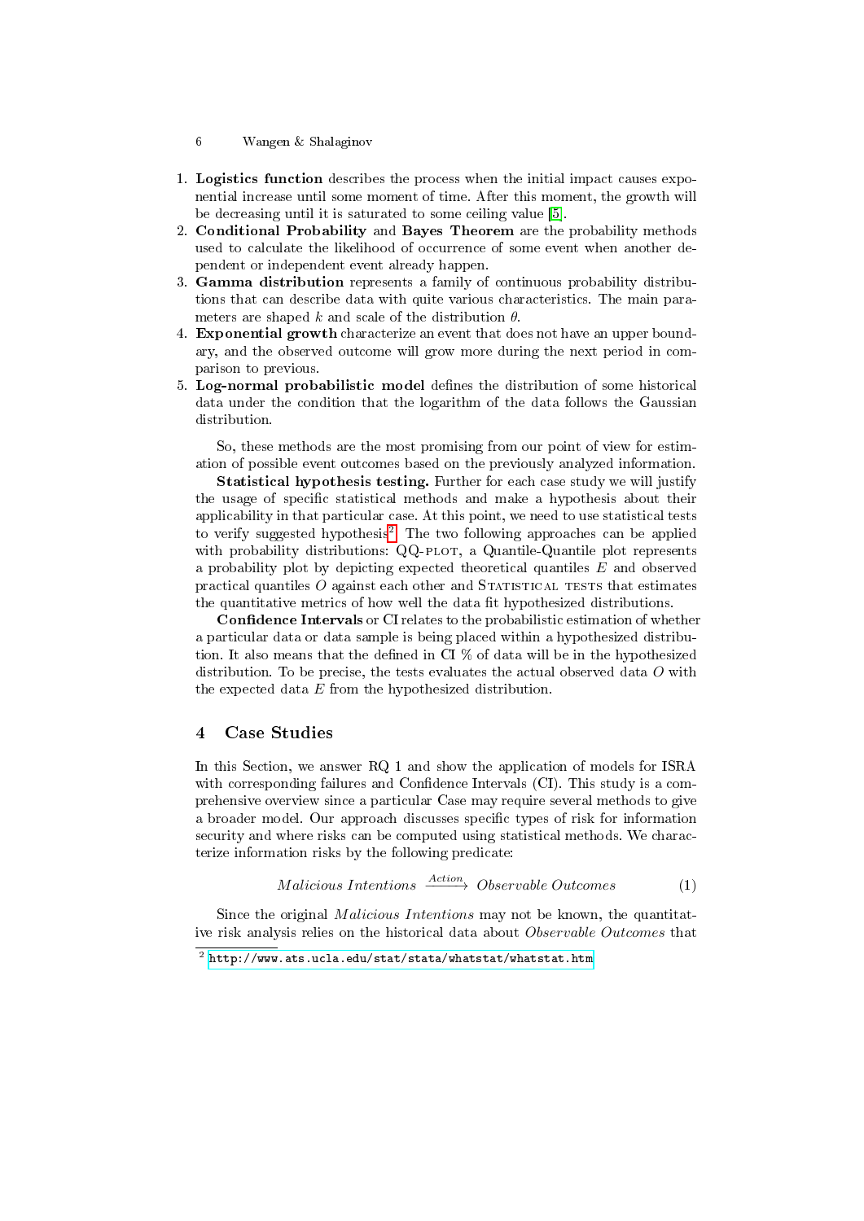1. **Logistics function** describes the process when the initial impact causes exponential increase until some moment of time. After this moment, the growth will be decreasing until it is saturated to some ceiling value [5].
2. **Conditional Probability** and **Bayes Theorem** are the probability methods used to calculate the likelihood of occurrence of some event when another dependent or independent event already happen.
3. **Gamma distribution** represents a family of continuous probability distributions that can describe data with quite various characteristics. The main parameters are shaped $k$ and scale of the distribution $\theta$.
4. **Exponential growth** characterize an event that does not have an upper boundary, and the observed outcome will grow more during the next period in comparison to previous.
5. **Log-normal probabilistic model** defines the distribution of some historical data under the condition that the logarithm of the data follows the Gaussian distribution.

So, these methods are the most promising from our point of view for estimation of possible event outcomes based on the previously analyzed information.

**Statistical hypothesis testing.** Further for each case study we will justify the usage of specific statistical methods and make a hypothesis about their applicability in that particular case. At this point, we need to use statistical tests to verify suggested hypothesis[2]. The two following approaches can be applied with probability distributions: QQ-PLOT, a Quantile-Quantile plot represents a probability plot by depicting expected theoretical quantiles $E$ and observed practical quantiles $O$ against each other and STATISTICAL TESTS that estimates the quantitative metrics of how well the data fit hypothesized distributions.

**Confidence Intervals** or CI relates to the probabilistic estimation of whether a particular data or data sample is being placed within a hypothesized distribution. It also means that the defined in CI % of data will be in the hypothesized distribution. To be precise, the tests evaluates the actual observed data $O$ with the expected data $E$ from the hypothesized distribution.

## 4 Case Studies

In this Section, we answer RQ 1 and show the application of models for ISRA with corresponding failures and Confidence Intervals (CI). This study is a comprehensive overview since a particular Case may require several methods to give a broader model. Our approach discusses specific types of risk for information security and where risks can be computed using statistical methods. We characterize information risks by the following predicate:

$$\textit{Malicious Intentions} \xrightarrow{Action} \textit{Observable Outcomes} \tag{1}$$

Since the original *Malicious Intentions* may not be known, the quantitative risk analysis relies on the historical data about *Observable Outcomes* that

[2] http://www.ats.ucla.edu/stat/stata/whatstat/whatstat.htm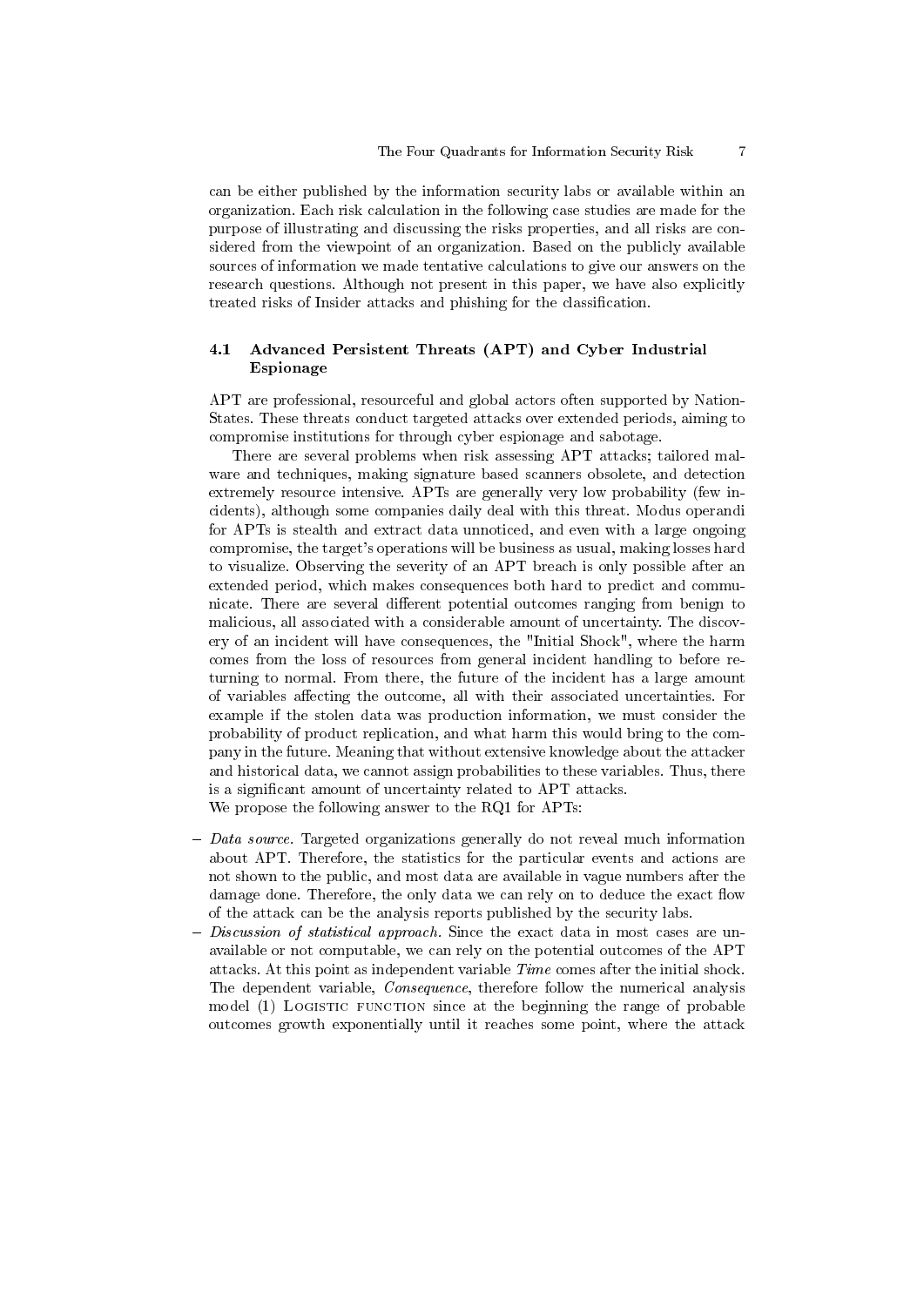can be either published by the information security labs or available within an organization. Each risk calculation in the following case studies are made for the purpose of illustrating and discussing the risks properties, and all risks are considered from the viewpoint of an organization. Based on the publicly available sources of information we made tentative calculations to give our answers on the research questions. Although not present in this paper, we have also explicitly treated risks of Insider attacks and phishing for the classification.

### 4.1 Advanced Persistent Threats (APT) and Cyber Industrial Espionage

APT are professional, resourceful and global actors often supported by Nation-States. These threats conduct targeted attacks over extended periods, aiming to compromise institutions for through cyber espionage and sabotage.

There are several problems when risk assessing APT attacks; tailored malware and techniques, making signature based scanners obsolete, and detection extremely resource intensive. APTs are generally very low probability (few incidents), although some companies daily deal with this threat. Modus operandi for APTs is stealth and extract data unnoticed, and even with a large ongoing compromise, the target's operations will be business as usual, making losses hard to visualize. Observing the severity of an APT breach is only possible after an extended period, which makes consequences both hard to predict and communicate. There are several different potential outcomes ranging from benign to malicious, all associated with a considerable amount of uncertainty. The discovery of an incident will have consequences, the "Initial Shock", where the harm comes from the loss of resources from general incident handling to before returning to normal. From there, the future of the incident has a large amount of variables affecting the outcome, all with their associated uncertainties. For example if the stolen data was production information, we must consider the probability of product replication, and what harm this would bring to the company in the future. Meaning that without extensive knowledge about the attacker and historical data, we cannot assign probabilities to these variables. Thus, there is a significant amount of uncertainty related to APT attacks.
We propose the following answer to the RQ1 for APTs:

- *Data source.* Targeted organizations generally do not reveal much information about APT. Therefore, the statistics for the particular events and actions are not shown to the public, and most data are available in vague numbers after the damage done. Therefore, the only data we can rely on to deduce the exact flow of the attack can be the analysis reports published by the security labs.
- *Discussion of statistical approach.* Since the exact data in most cases are unavailable or not computable, we can rely on the potential outcomes of the APT attacks. At this point as independent variable *Time* comes after the initial shock. The dependent variable, *Consequence*, therefore follow the numerical analysis model (1) Logistic function since at the beginning the range of probable outcomes growth exponentially until it reaches some point, where the attack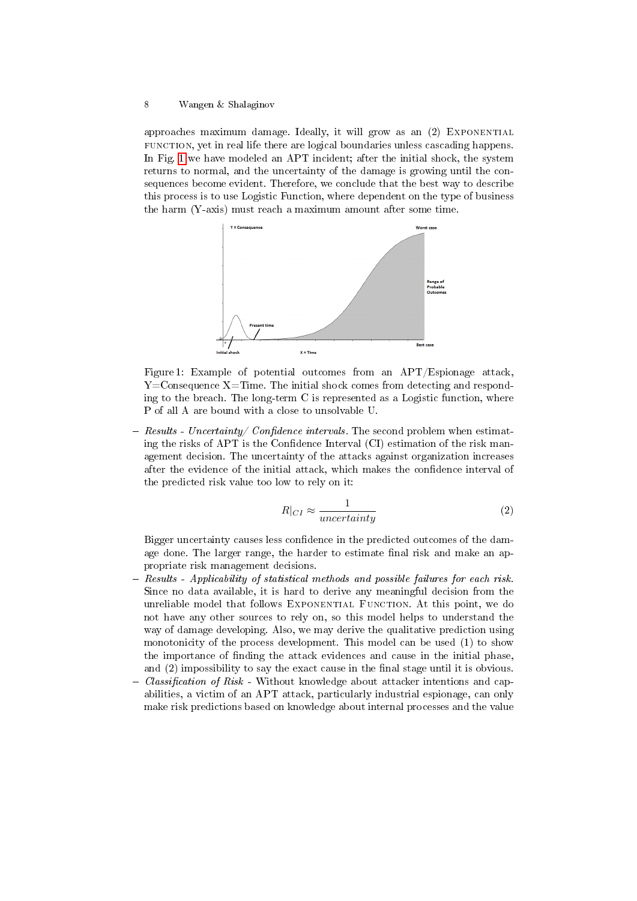approaches maximum damage. Ideally, it will grow as an (2) Exponential function, yet in real life there are logical boundaries unless cascading happens. In Fig. 1 we have modeled an APT incident; after the initial shock, the system returns to normal, and the uncertainty of the damage is growing until the consequences become evident. Therefore, we conclude that the best way to describe this process is to use Logistic Function, where dependent on the type of business the harm (Y-axis) must reach a maximum amount after some time.

Figure 1: Example of potential outcomes from an APT/Espionage attack, Y=Consequence X=Time. The initial shock comes from detecting and responding to the breach. The long-term C is represented as a Logistic function, where P of all A are bound with a close to unsolvable U.

- *Results - Uncertainty/ Confidence intervals.* The second problem when estimating the risks of APT is the Confidence Interval (CI) estimation of the risk management decision. The uncertainty of the attacks against organization increases after the evidence of the initial attack, which makes the confidence interval of the predicted risk value too low to rely on it:

$$R|_{CI} \approx \frac{1}{uncertainty} \tag{2}$$

  Bigger uncertainty causes less confidence in the predicted outcomes of the damage done. The larger range, the harder to estimate final risk and make an appropriate risk management decisions.
- *Results - Applicability of statistical methods and possible failures for each risk.* Since no data available, it is hard to derive any meaningful decision from the unreliable model that follows Exponential Function. At this point, we do not have any other sources to rely on, so this model helps to understand the way of damage developing. Also, we may derive the qualitative prediction using monotonicity of the process development. This model can be used (1) to show the importance of finding the attack evidences and cause in the initial phase, and (2) impossibility to say the exact cause in the final stage until it is obvious.
- *Classification of Risk* - Without knowledge about attacker intentions and capabilities, a victim of an APT attack, particularly industrial espionage, can only make risk predictions based on knowledge about internal processes and the value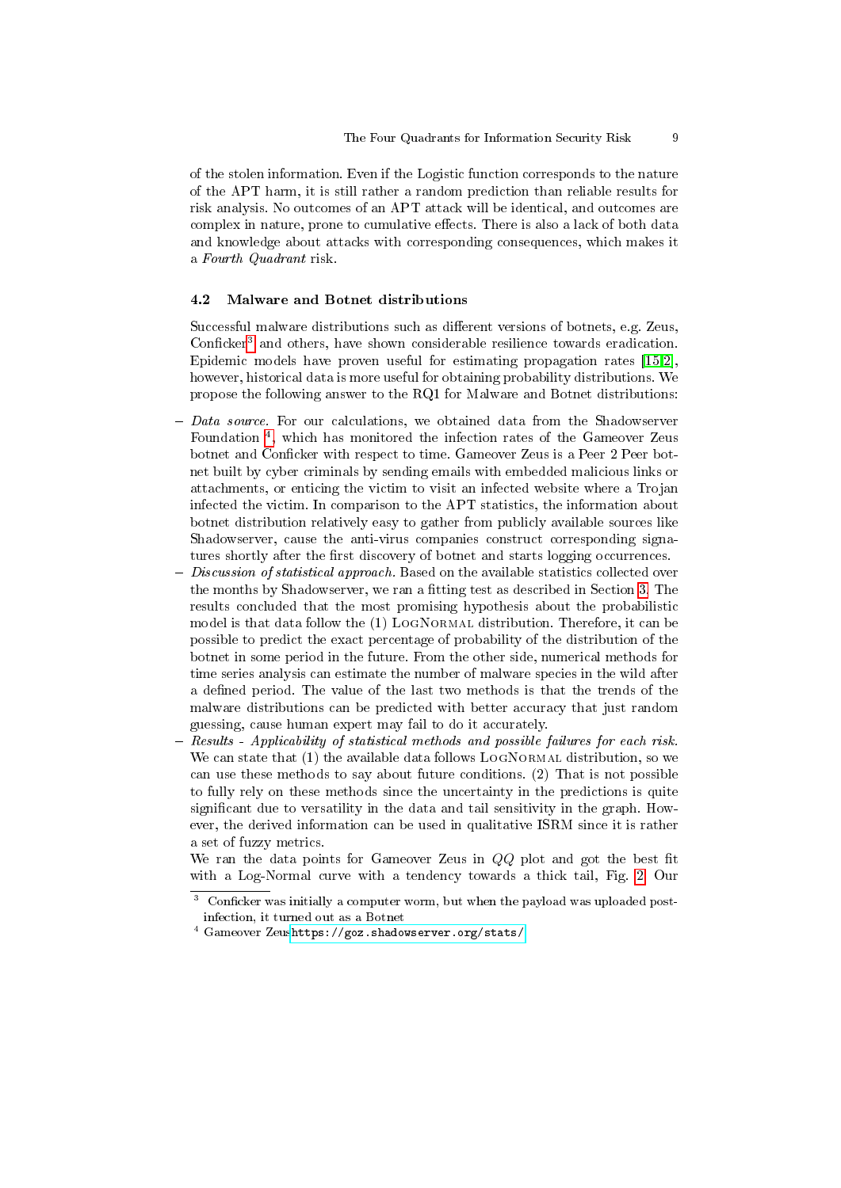of the stolen information. Even if the Logistic function corresponds to the nature of the APT harm, it is still rather a random prediction than reliable results for risk analysis. No outcomes of an APT attack will be identical, and outcomes are complex in nature, prone to cumulative effects. There is also a lack of both data and knowledge about attacks with corresponding consequences, which makes it a *Fourth Quadrant* risk.

### 4.2 Malware and Botnet distributions

Successful malware distributions such as different versions of botnets, e.g. Zeus, Conficker[3] and others, have shown considerable resilience towards eradication. Epidemic models have proven useful for estimating propagation rates [15,2], however, historical data is more useful for obtaining probability distributions. We propose the following answer to the RQ1 for Malware and Botnet distributions:

- *Data source.* For our calculations, we obtained data from the Shadowserver Foundation [4], which has monitored the infection rates of the Gameover Zeus botnet and Conficker with respect to time. Gameover Zeus is a Peer 2 Peer botnet built by cyber criminals by sending emails with embedded malicious links or attachments, or enticing the victim to visit an infected website where a Trojan infected the victim. In comparison to the APT statistics, the information about botnet distribution relatively easy to gather from publicly available sources like Shadowserver, cause the anti-virus companies construct corresponding signatures shortly after the first discovery of botnet and starts logging occurrences.
- *Discussion of statistical approach.* Based on the available statistics collected over the months by Shadowserver, we ran a fitting test as described in Section 3. The results concluded that the most promising hypothesis about the probabilistic model is that data follow the (1) LogNormal distribution. Therefore, it can be possible to predict the exact percentage of probability of the distribution of the botnet in some period in the future. From the other side, numerical methods for time series analysis can estimate the number of malware species in the wild after a defined period. The value of the last two methods is that the trends of the malware distributions can be predicted with better accuracy that just random guessing, cause human expert may fail to do it accurately.
- *Results - Applicability of statistical methods and possible failures for each risk.* We can state that (1) the available data follows LogNormal distribution, so we can use these methods to say about future conditions. (2) That is not possible to fully rely on these methods since the uncertainty in the predictions is quite significant due to versatility in the data and tail sensitivity in the graph. However, the derived information can be used in qualitative ISRM since it is rather a set of fuzzy metrics.

  We ran the data points for Gameover Zeus in $QQ$ plot and got the best fit with a Log-Normal curve with a tendency towards a thick tail, Fig. 2. Our

[3] Conficker was initially a computer worm, but when the payload was uploaded post-infection, it turned out as a Botnet

[4] Gameover Zeus https://goz.shadowserver.org/stats/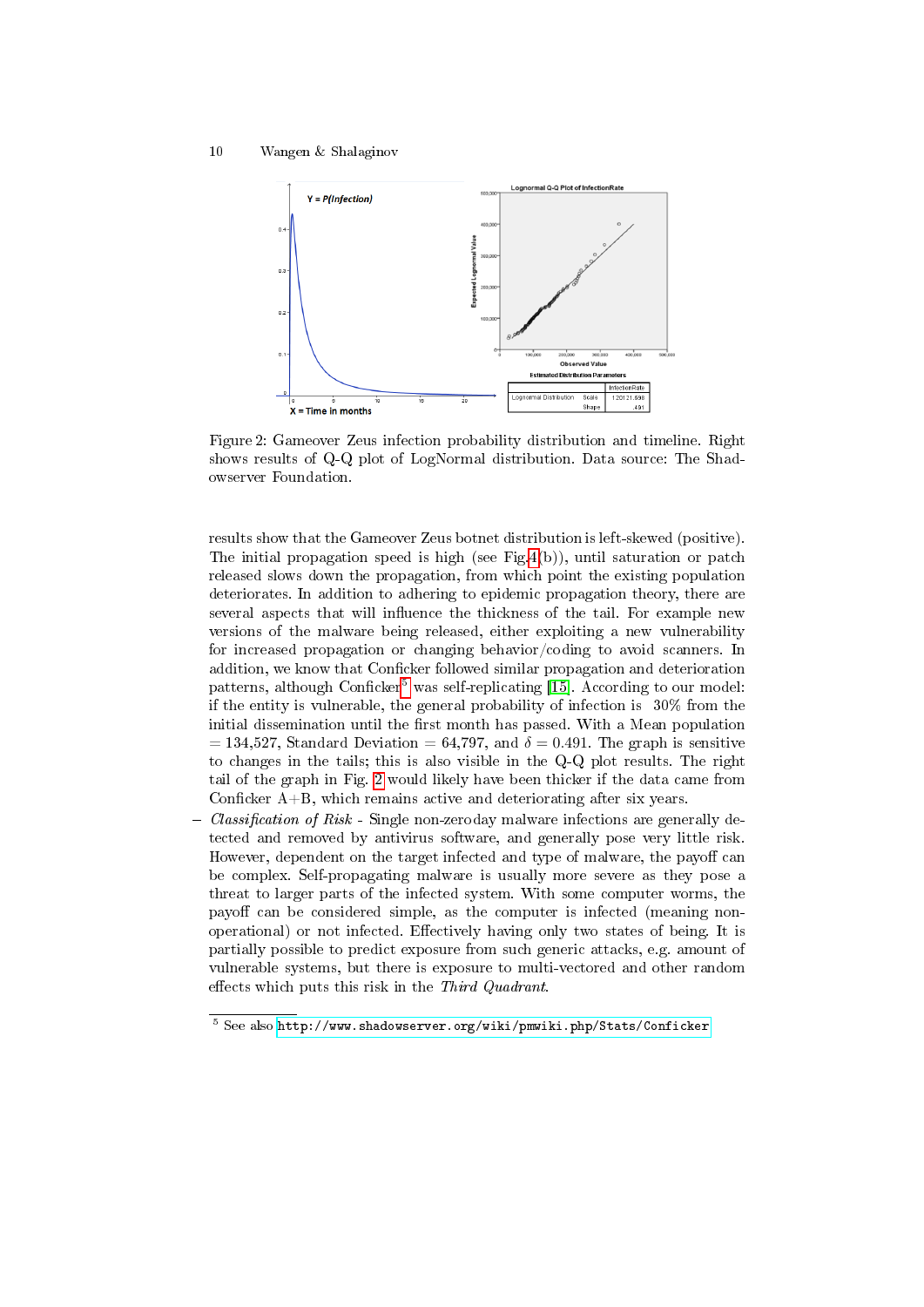Figure 2: Gameover Zeus infection probability distribution and timeline. Right shows results of Q-Q plot of LogNormal distribution. Data source: The Shadowserver Foundation.

results show that the Gameover Zeus botnet distribution is left-skewed (positive). The initial propagation speed is high (see Fig.4(b)), until saturation or patch released slows down the propagation, from which point the existing population deteriorates. In addition to adhering to epidemic propagation theory, there are several aspects that will influence the thickness of the tail. For example new versions of the malware being released, either exploiting a new vulnerability for increased propagation or changing behavior/coding to avoid scanners. In addition, we know that Conficker followed similar propagation and deterioration patterns, although Conficker[5] was self-replicating [15]. According to our model: if the entity is vulnerable, the general probability of infection is 30% from the initial dissemination until the first month has passed. With a Mean population = 134,527, Standard Deviation = 64,797, and $\delta = 0.491$. The graph is sensitive to changes in the tails; this is also visible in the Q-Q plot results. The right tail of the graph in Fig. 2 would likely have been thicker if the data came from Conficker A+B, which remains active and deteriorating after six years.

– *Classification of Risk* - Single non-zeroday malware infections are generally detected and removed by antivirus software, and generally pose very little risk. However, dependent on the target infected and type of malware, the payoff can be complex. Self-propagating malware is usually more severe as they pose a threat to larger parts of the infected system. With some computer worms, the payoff can be considered simple, as the computer is infected (meaning non-operational) or not infected. Effectively having only two states of being. It is partially possible to predict exposure from such generic attacks, e.g. amount of vulnerable systems, but there is exposure to multi-vectored and other random effects which puts this risk in the *Third Quadrant*.

[5] See also http://www.shadowserver.org/wiki/pmwiki.php/Stats/Conficker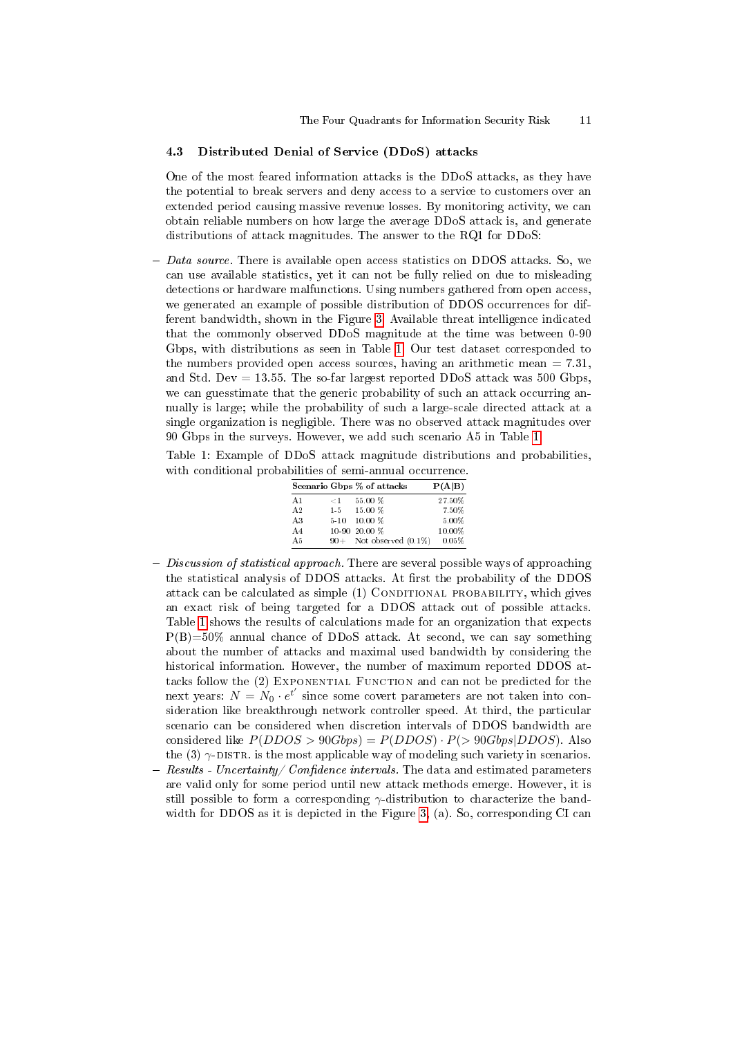### 4.3 Distributed Denial of Service (DDoS) attacks

One of the most feared information attacks is the DDoS attacks, as they have the potential to break servers and deny access to a service to customers over an extended period causing massive revenue losses. By monitoring activity, we can obtain reliable numbers on how large the average DDoS attack is, and generate distributions of attack magnitudes. The answer to the RQ1 for DDoS:

- *Data source.* There is available open access statistics on DDOS attacks. So, we can use available statistics, yet it can not be fully relied on due to misleading detections or hardware malfunctions. Using numbers gathered from open access, we generated an example of possible distribution of DDOS occurrences for different bandwidth, shown in the Figure 3. Available threat intelligence indicated that the commonly observed DDoS magnitude at the time was between 0-90 Gbps, with distributions as seen in Table 1. Our test dataset corresponded to the numbers provided open access sources, having an arithmetic mean = 7.31, and Std. Dev = 13.55. The so-far largest reported DDoS attack was 500 Gbps, we can guesstimate that the generic probability of such an attack occurring annually is large; while the probability of such a large-scale directed attack at a single organization is negligible. There was no observed attack magnitudes over 90 Gbps in the surveys. However, we add such scenario A5 in Table 1.

Table 1: Example of DDoS attack magnitude distributions and probabilities, with conditional probabilities of semi-annual occurrence.

| Scenario | Gbps | % of attacks | P(A\|B) |
|---|---|---|---|
| A1 | <1 | 55.00 % | 27.50% |
| A2 | 1-5 | 15.00 % | 7.50% |
| A3 | 5-10 | 10.00 % | 5.00% |
| A4 | 10-90 | 20.00 % | 10.00% |
| A5 | 90+ | Not observed (0.1%) | 0.05% |

- *Discussion of statistical approach.* There are several possible ways of approaching the statistical analysis of DDOS attacks. At first the probability of the DDOS attack can be calculated as simple (1) Conditional probability, which gives an exact risk of being targeted for a DDOS attack out of possible attacks. Table 1 shows the results of calculations made for an organization that expects P(B)=50% annual chance of DDoS attack. At second, we can say something about the number of attacks and maximal used bandwidth by considering the historical information. However, the number of maximum reported DDOS attacks follow the (2) Exponential Function and can not be predicted for the next years: $N = N_0 \cdot e^{t'}$ since some covert parameters are not taken into consideration like breakthrough network controller speed. At third, the particular scenario can be considered when discretion intervals of DDOS bandwidth are considered like $P(DDOS > 90Gbps) = P(DDOS) \cdot P(> 90Gbps|DDOS)$. Also the (3) $\gamma$-distr. is the most applicable way of modeling such variety in scenarios.
- *Results - Uncertainty/ Confidence intervals.* The data and estimated parameters are valid only for some period until new attack methods emerge. However, it is still possible to form a corresponding $\gamma$-distribution to characterize the bandwidth for DDOS as it is depicted in the Figure 3, (a). So, corresponding CI can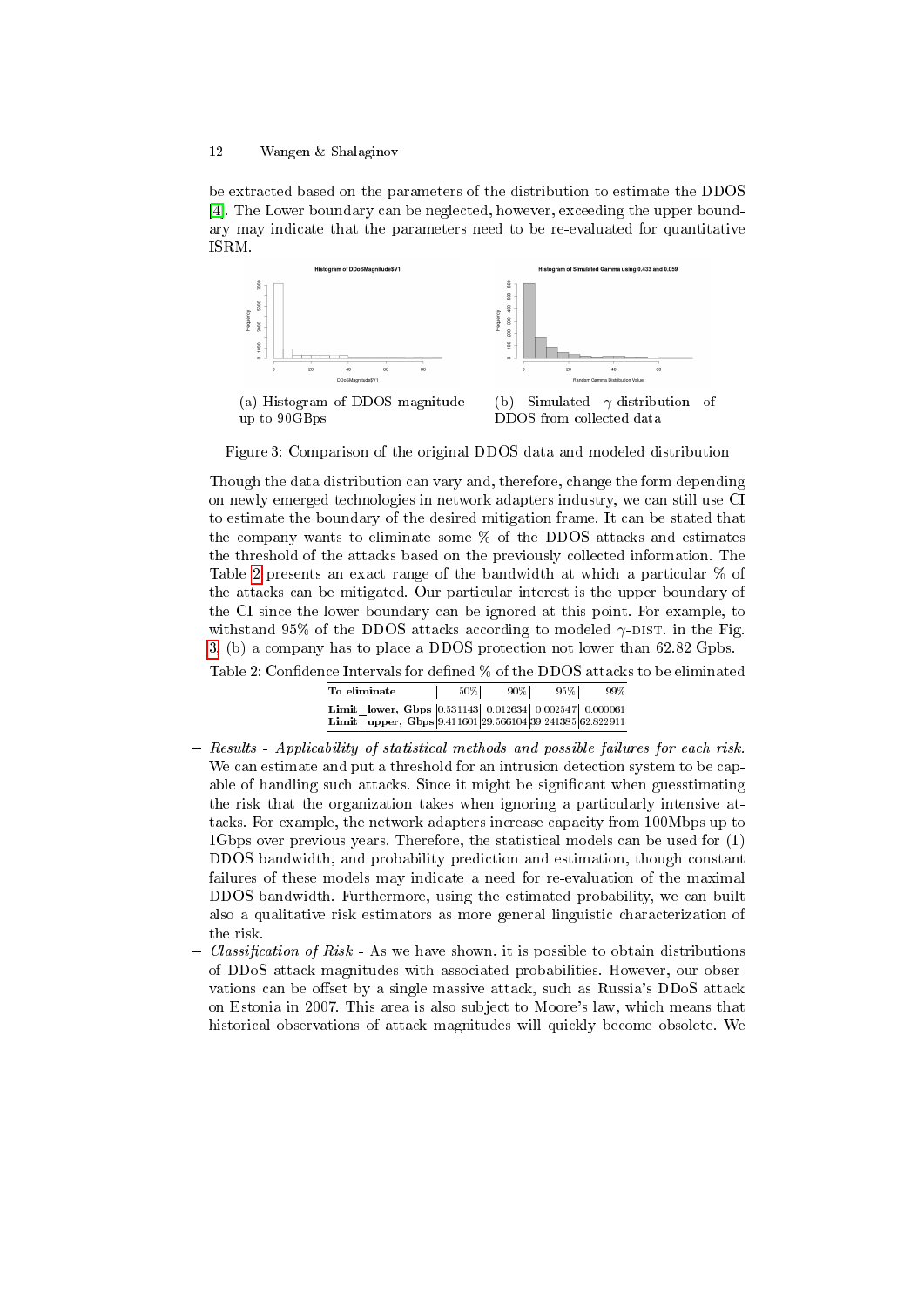be extracted based on the parameters of the distribution to estimate the DDOS [4]. The Lower boundary can be neglected, however, exceeding the upper boundary may indicate that the parameters need to be re-evaluated for quantitative ISRM.

(a) Histogram of DDOS magnitude up to 90GBps

(b) Simulated $\gamma$-distribution of DDOS from collected data

Figure 3: Comparison of the original DDOS data and modeled distribution

Though the data distribution can vary and, therefore, change the form depending on newly emerged technologies in network adapters industry, we can still use CI to estimate the boundary of the desired mitigation frame. It can be stated that the company wants to eliminate some % of the DDOS attacks and estimates the threshold of the attacks based on the previously collected information. The Table 2 presents an exact range of the bandwidth at which a particular % of the attacks can be mitigated. Our particular interest is the upper boundary of the CI since the lower boundary can be ignored at this point. For example, to withstand 95% of the DDOS attacks according to modeled $\gamma$-DIST. in the Fig. 3 (b) a company has to place a DDOS protection not lower than 62.82 Gpbs.

Table 2: Confidence Intervals for defined % of the DDOS attacks to be eliminated

| To eliminate | 50% | 90% | 95% | 99% |
|---|---|---|---|---|
| **Limit_lower, Gbps** | 0.531143 | 0.012634 | 0.002547 | 0.000061 |
| **Limit_upper, Gbps** | 9.411601 | 29.566104 | 39.241385 | 62.822911 |

- *Results - Applicability of statistical methods and possible failures for each risk.* We can estimate and put a threshold for an intrusion detection system to be capable of handling such attacks. Since it might be significant when guesstimating the risk that the organization takes when ignoring a particularly intensive attacks. For example, the network adapters increase capacity from 100Mbps up to 1Gbps over previous years. Therefore, the statistical models can be used for (1) DDOS bandwidth, and probability prediction and estimation, though constant failures of these models may indicate a need for re-evaluation of the maximal DDOS bandwidth. Furthermore, using the estimated probability, we can built also a qualitative risk estimators as more general linguistic characterization of the risk.
- *Classification of Risk* - As we have shown, it is possible to obtain distributions of DDoS attack magnitudes with associated probabilities. However, our observations can be offset by a single massive attack, such as Russia's DDoS attack on Estonia in 2007. This area is also subject to Moore's law, which means that historical observations of attack magnitudes will quickly become obsolete. We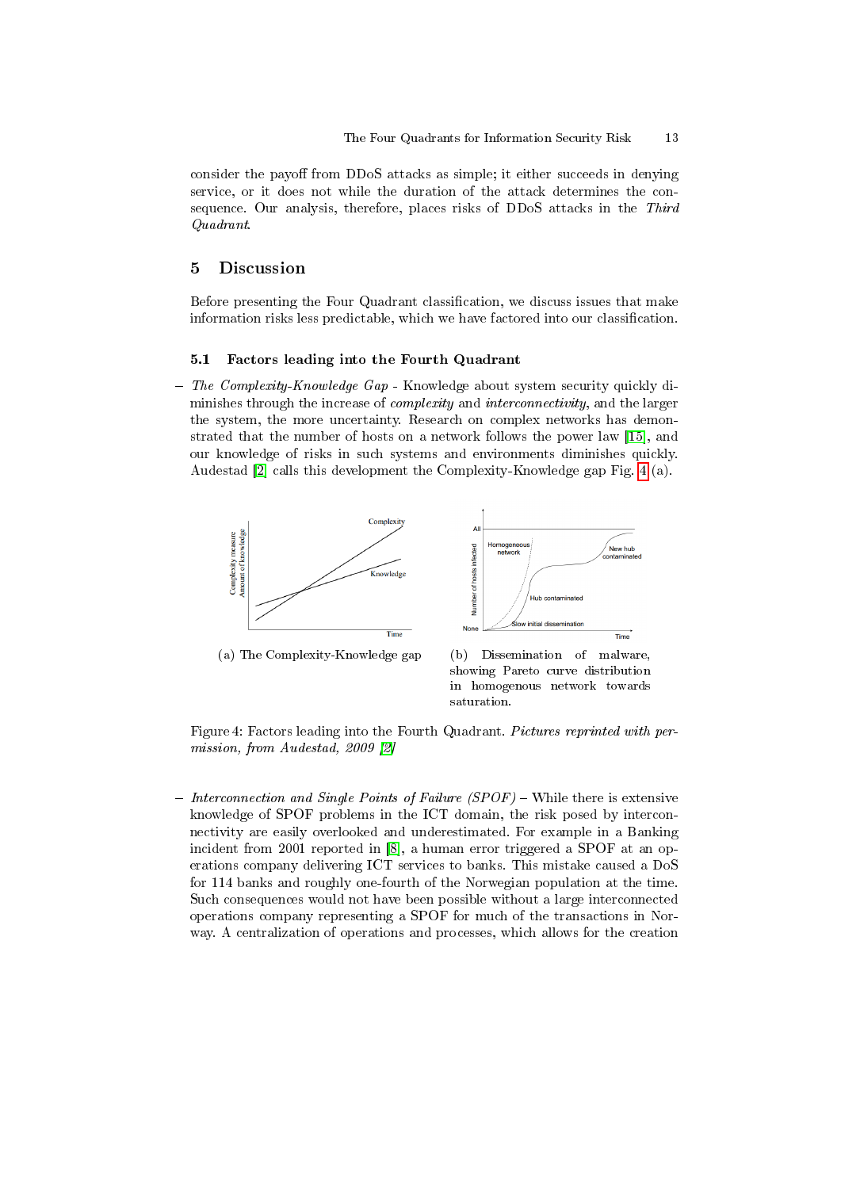consider the payoff from DDoS attacks as simple; it either succeeds in denying service, or it does not while the duration of the attack determines the consequence. Our analysis, therefore, places risks of DDoS attacks in the *Third Quadrant*.

## 5 Discussion

Before presenting the Four Quadrant classification, we discuss issues that make information risks less predictable, which we have factored into our classification.

### 5.1 Factors leading into the Fourth Quadrant

– *The Complexity-Knowledge Gap* - Knowledge about system security quickly diminishes through the increase of *complexity* and *interconnectivity*, and the larger the system, the more uncertainty. Research on complex networks has demonstrated that the number of hosts on a network follows the power law [15], and our knowledge of risks in such systems and environments diminishes quickly. Audestad [2] calls this development the Complexity-Knowledge gap Fig. 4 (a).

(a) The Complexity-Knowledge gap

(b) Dissemination of malware, showing Pareto curve distribution in homogenous network towards saturation.

Figure 4: Factors leading into the Fourth Quadrant. *Pictures reprinted with permission, from Audestad, 2009 [2]*

– *Interconnection and Single Points of Failure (SPOF)* – While there is extensive knowledge of SPOF problems in the ICT domain, the risk posed by interconnectivity are easily overlooked and underestimated. For example in a Banking incident from 2001 reported in [8], a human error triggered a SPOF at an operations company delivering ICT services to banks. This mistake caused a DoS for 114 banks and roughly one-fourth of the Norwegian population at the time. Such consequences would not have been possible without a large interconnected operations company representing a SPOF for much of the transactions in Norway. A centralization of operations and processes, which allows for the creation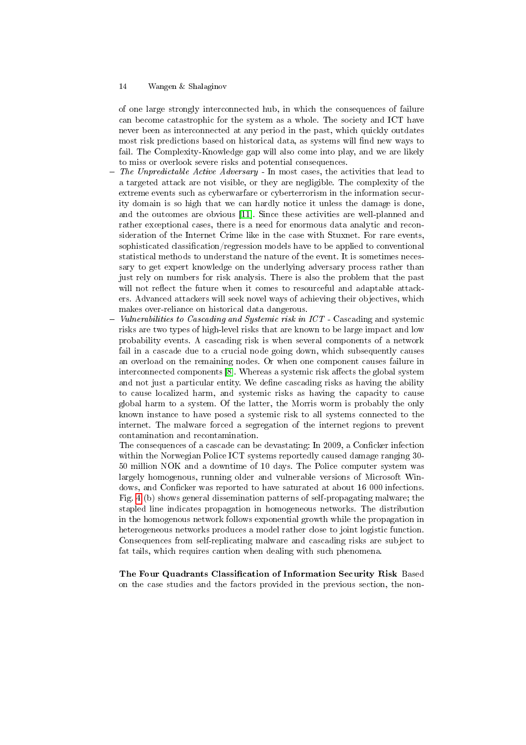of one large strongly interconnected hub, in which the consequences of failure can become catastrophic for the system as a whole. The society and ICT have never been as interconnected at any period in the past, which quickly outdates most risk predictions based on historical data, as systems will find new ways to fail. The Complexity-Knowledge gap will also come into play, and we are likely to miss or overlook severe risks and potential consequences.

- *The Unpredictable Active Adversary* - In most cases, the activities that lead to a targeted attack are not visible, or they are negligible. The complexity of the extreme events such as cyberwarfare or cyberterrorism in the information security domain is so high that we can hardly notice it unless the damage is done, and the outcomes are obvious [11]. Since these activities are well-planned and rather exceptional cases, there is a need for enormous data analytic and reconsideration of the Internet Crime like in the case with Stuxnet. For rare events, sophisticated classification/regression models have to be applied to conventional statistical methods to understand the nature of the event. It is sometimes necessary to get expert knowledge on the underlying adversary process rather than just rely on numbers for risk analysis. There is also the problem that the past will not reflect the future when it comes to resourceful and adaptable attackers. Advanced attackers will seek novel ways of achieving their objectives, which makes over-reliance on historical data dangerous.
- *Vulnerabilities to Cascading and Systemic risk in ICT* - Cascading and systemic risks are two types of high-level risks that are known to be large impact and low probability events. A cascading risk is when several components of a network fail in a cascade due to a crucial node going down, which subsequently causes an overload on the remaining nodes. Or when one component causes failure in interconnected components [8]. Whereas a systemic risk affects the global system and not just a particular entity. We define cascading risks as having the ability to cause localized harm, and systemic risks as having the capacity to cause global harm to a system. Of the latter, the Morris worm is probably the only known instance to have posed a systemic risk to all systems connected to the internet. The malware forced a segregation of the internet regions to prevent contamination and recontamination.
  The consequences of a cascade can be devastating: In 2009, a Conficker infection within the Norwegian Police ICT systems reportedly caused damage ranging 30-50 million NOK and a downtime of 10 days. The Police computer system was largely homogenous, running older and vulnerable versions of Microsoft Windows, and Conficker was reported to have saturated at about 16 000 infections. Fig. 4(b) shows general dissemination patterns of self-propagating malware; the stapled line indicates propagation in homogeneous networks. The distribution in the homogenous network follows exponential growth while the propagation in heterogeneous networks produces a model rather close to joint logistic function. Consequences from self-replicating malware and cascading risks are subject to fat tails, which requires caution when dealing with such phenomena.

**The Four Quadrants Classification of Information Security Risk** Based on the case studies and the factors provided in the previous section, the non-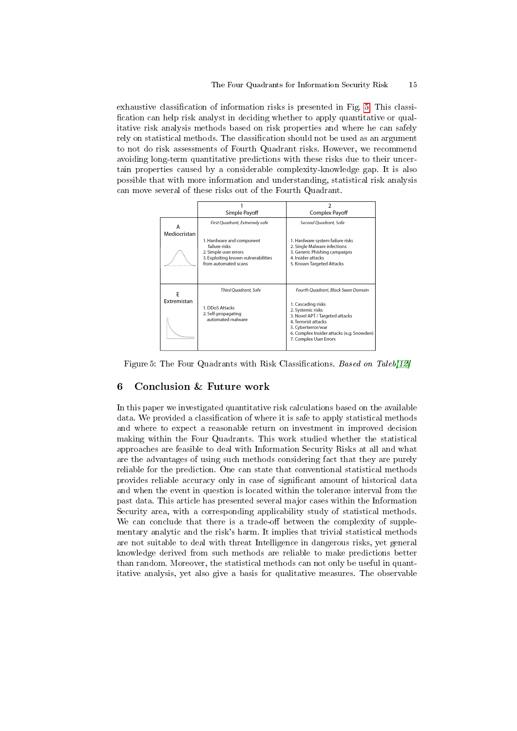exhaustive classification of information risks is presented in Fig. 5. This classification can help risk analyst in deciding whether to apply quantitative or qualitative risk analysis methods based on risk properties and where he can safely rely on statistical methods. The classification should not be used as an argument to not do risk assessments of Fourth Quadrant risks. However, we recommend avoiding long-term quantitative predictions with these risks due to their uncertain properties caused by a considerable complexity-knowledge gap. It is also possible that with more information and understanding, statistical risk analysis can move several of these risks out of the Fourth Quadrant.

| | 1<br>Simple Payoff | 2<br>Complex Payoff |
|---|---|---|
| A<br>Mediocristan | *First Quadrant, Extremely safe*<br><br>1. Hardware and component failure risks<br>2. Simple user errors<br>3. Exploiting known vulnerabilities from automated scans | *Second Quadrant, Safe*<br><br>1. Hardware system failure risks<br>2. Single Malware infections<br>3. Generic Phishing campaigns<br>4. Insider attacks<br>5. Known Targeted Attacks |
| E<br>Extremistan | *Third Quadrant, Safe*<br><br>1. DDoS Attacks<br>2. Self-propagating automated malware | *Fourth Quadrant, Black Swan Domain*<br><br>1. Cascading risks<br>2. Systemic risks<br>3. Novel APT / Targeted attacks<br>4. Terrorist attacks<br>5. Cyberterror/war<br>6. Complex Insider attacks (e.g. Snowden)<br>7. Complex User Errors |

Figure 5: The Four Quadrants with Risk Classifications. *Based on Taleb[12]*

## 6 Conclusion & Future work

In this paper we investigated quantitative risk calculations based on the available data. We provided a classification of where it is safe to apply statistical methods and where to expect a reasonable return on investment in improved decision making within the Four Quadrants. This work studied whether the statistical approaches are feasible to deal with Information Security Risks at all and what are the advantages of using such methods considering fact that they are purely reliable for the prediction. One can state that conventional statistical methods provides reliable accuracy only in case of significant amount of historical data and when the event in question is located within the tolerance interval from the past data. This article has presented several major cases within the Information Security area, with a corresponding applicability study of statistical methods. We can conclude that there is a trade-off between the complexity of supplementary analytic and the risk's harm. It implies that trivial statistical methods are not suitable to deal with threat Intelligence in dangerous risks, yet general knowledge derived from such methods are reliable to make predictions better than random. Moreover, the statistical methods can not only be useful in quantitative analysis, yet also give a basis for qualitative measures. The observable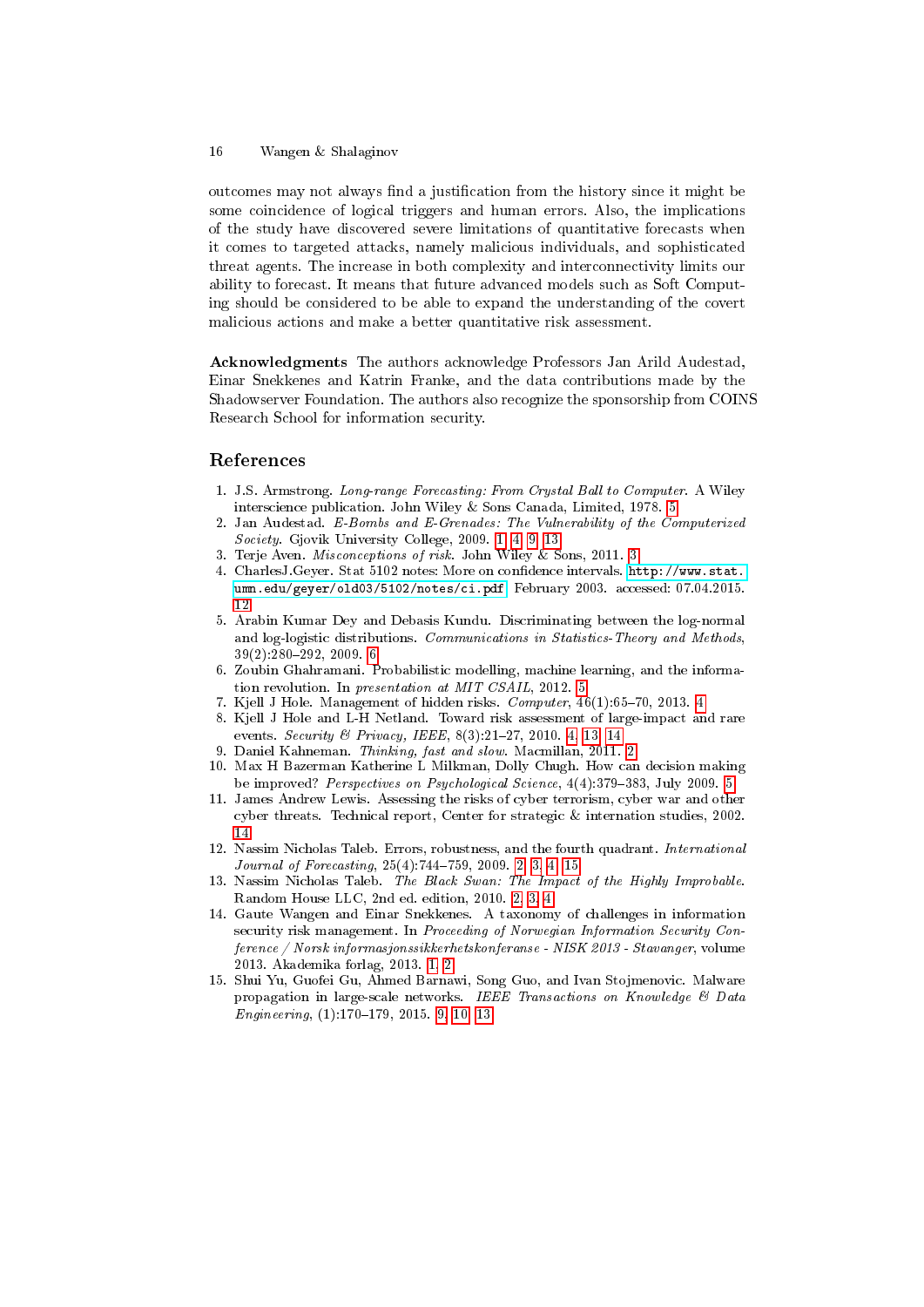outcomes may not always find a justification from the history since it might be some coincidence of logical triggers and human errors. Also, the implications of the study have discovered severe limitations of quantitative forecasts when it comes to targeted attacks, namely malicious individuals, and sophisticated threat agents. The increase in both complexity and interconnectivity limits our ability to forecast. It means that future advanced models such as Soft Computing should be considered to be able to expand the understanding of the covert malicious actions and make a better quantitative risk assessment.

**Acknowledgments** The authors acknowledge Professors Jan Arild Audestad, Einar Snekkenes and Katrin Franke, and the data contributions made by the Shadowserver Foundation. The authors also recognize the sponsorship from COINS Research School for information security.

## References

1. J.S. Armstrong. *Long-range Forecasting: From Crystal Ball to Computer*. A Wiley interscience publication. John Wiley & Sons Canada, Limited, 1978. 5
2. Jan Audestad. *E-Bombs and E-Grenades: The Vulnerability of the Computerized Society*. Gjovik University College, 2009. 1, 4, 9, 13
3. Terje Aven. *Misconceptions of risk*. John Wiley & Sons, 2011. 3
4. CharlesJ.Geyer. Stat 5102 notes: More on confidence intervals. http://www.stat.umn.edu/geyer/old03/5102/notes/ci.pdf, February 2003. accessed: 07.04.2015. 12
5. Arabin Kumar Dey and Debasis Kundu. Discriminating between the log-normal and log-logistic distributions. *Communications in Statistics-Theory and Methods*, 39(2):280–292, 2009. 6
6. Zoubin Ghahramani. Probabilistic modelling, machine learning, and the information revolution. In *presentation at MIT CSAIL*, 2012. 5
7. Kjell J Hole. Management of hidden risks. *Computer*, 46(1):65–70, 2013. 4
8. Kjell J Hole and L-H Netland. Toward risk assessment of large-impact and rare events. *Security & Privacy, IEEE*, 8(3):21–27, 2010. 4, 13, 14
9. Daniel Kahneman. *Thinking, fast and slow*. Macmillan, 2011. 2
10. Max H Bazerman Katherine L Milkman, Dolly Chugh. How can decision making be improved? *Perspectives on Psychological Science*, 4(4):379–383, July 2009. 5
11. James Andrew Lewis. Assessing the risks of cyber terrorism, cyber war and other cyber threats. Technical report, Center for strategic & internation studies, 2002. 14
12. Nassim Nicholas Taleb. Errors, robustness, and the fourth quadrant. *International Journal of Forecasting*, 25(4):744–759, 2009. 2, 3, 4, 15
13. Nassim Nicholas Taleb. *The Black Swan: The Impact of the Highly Improbable*. Random House LLC, 2nd ed. edition, 2010. 2, 3, 4
14. Gaute Wangen and Einar Snekkenes. A taxonomy of challenges in information security risk management. In *Proceeding of Norwegian Information Security Conference / Norsk informasjonssikkerhetskonferanse - NISK 2013 - Stavanger*, volume 2013. Akademika forlag, 2013. 1, 2
15. Shui Yu, Guofei Gu, Ahmed Barnawi, Song Guo, and Ivan Stojmenovic. Malware propagation in large-scale networks. *IEEE Transactions on Knowledge & Data Engineering*, (1):170–179, 2015. 9, 10, 13